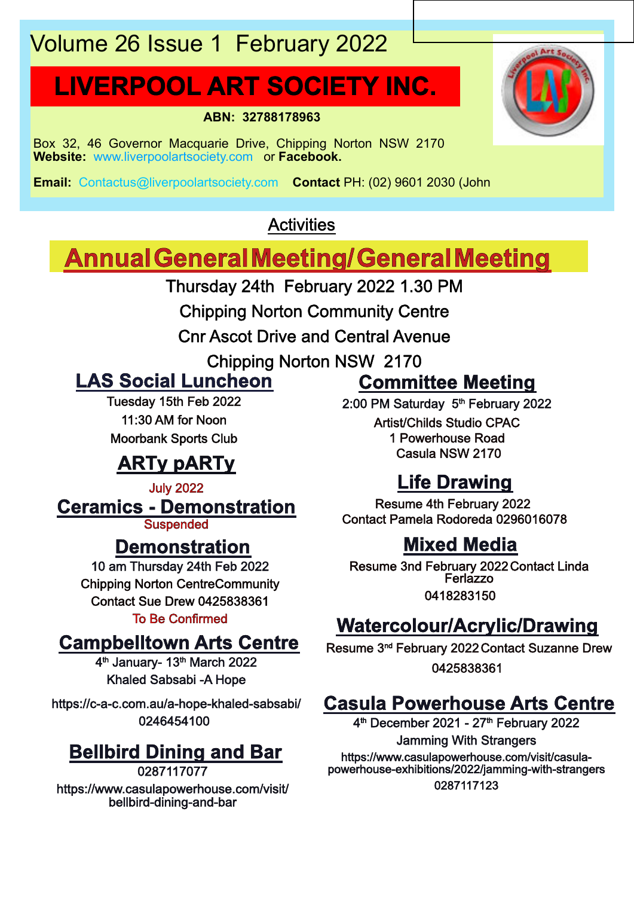Volume 26 Issue 1 February 2022

# LIVERPOOL ART SOCIETY INC.

**ABN: 32788178963**

Box 32, 46 Governor Macquarie Drive, Chipping Norton NSW 2170
**Website:** www.liverpoolartsociety.com or **Facebook.**

**Email:** Contactus@liverpoolartsociety.com **Contact** PH: (02) 9601 2030 (John

## Activities

## Annual General Meeting/ General Meeting

Thursday 24th February 2022 1.30 PM
Chipping Norton Community Centre
Cnr Ascot Drive and Central Avenue
Chipping Norton NSW 2170

### LAS Social Luncheon

Tuesday 15th Feb 2022
11:30 AM for Noon
Moorbank Sports Club

### ARTy pARTy

July 2022

### Ceramics - Demonstration

Suspended

### Demonstration

10 am Thursday 24th Feb 2022
Chipping Norton CentreCommunity
Contact Sue Drew 0425838361
To Be Confirmed

### Campbelltown Arts Centre

4th January- 13th March 2022
Khaled Sabsabi -A Hope

https://c-a-c.com.au/a-hope-khaled-sabsabi/
0246454100

### Bellbird Dining and Bar

0287117077
https://www.casulapowerhouse.com/visit/bellbird-dining-and-bar

### Committee Meeting

2:00 PM Saturday 5th February 2022
Artist/Childs Studio CPAC
1 Powerhouse Road
Casula NSW 2170

### Life Drawing

Resume 4th February 2022
Contact Pamela Rodoreda 0296016078

### Mixed Media

Resume 3nd February 2022 Contact Linda Ferlazzo
0418283150

### Watercolour/Acrylic/Drawing

Resume 3rd February 2022 Contact Suzanne Drew
0425838361

### Casula Powerhouse Arts Centre

4th December 2021 - 27th February 2022
Jamming With Strangers
https://www.casulapowerhouse.com/visit/casula-powerhouse-exhibitions/2022/jamming-with-strangers
0287117123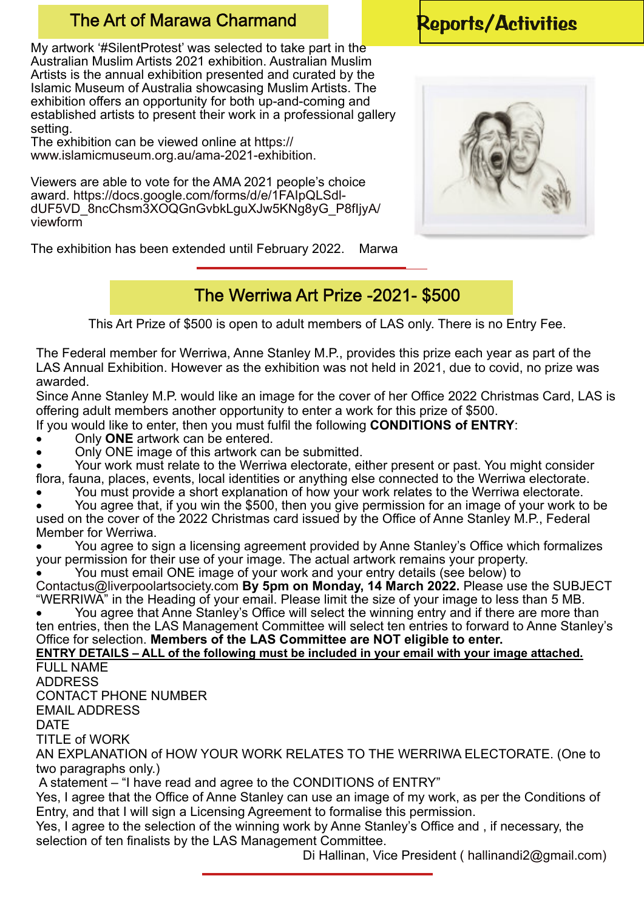## The Art of Marawa Charmand

## Reports/Activities

My artwork '#SilentProtest' was selected to take part in the Australian Muslim Artists 2021 exhibition. Australian Muslim Artists is the annual exhibition presented and curated by the Islamic Museum of Australia showcasing Muslim Artists. The exhibition offers an opportunity for both up-and-coming and established artists to present their work in a professional gallery setting.
The exhibition can be viewed online at https://www.islamicmuseum.org.au/ama-2021-exhibition.

Viewers are able to vote for the AMA 2021 people's choice award. https://docs.google.com/forms/d/e/1FAIpQLSdl-dUF5VD_8ncChsm3XOQGnGvbkLguXJw5KNg8yG_P8fljyA/viewform

The exhibition has been extended until February 2022. Marwa

---

## The Werriwa Art Prize -2021- $500

This Art Prize of $500 is open to adult members of LAS only. There is no Entry Fee.

The Federal member for Werriwa, Anne Stanley M.P., provides this prize each year as part of the LAS Annual Exhibition. However as the exhibition was not held in 2021, due to covid, no prize was awarded.
Since Anne Stanley M.P. would like an image for the cover of her Office 2022 Christmas Card, LAS is offering adult members another opportunity to enter a work for this prize of $500.
If you would like to enter, then you must fulfil the following **CONDITIONS of ENTRY**:

- Only **ONE** artwork can be entered.
- Only ONE image of this artwork can be submitted.
- Your work must relate to the Werriwa electorate, either present or past. You might consider flora, fauna, places, events, local identities or anything else connected to the Werriwa electorate.
- You must provide a short explanation of how your work relates to the Werriwa electorate.
- You agree that, if you win the $500, then you give permission for an image of your work to be used on the cover of the 2022 Christmas card issued by the Office of Anne Stanley M.P., Federal Member for Werriwa.
- You agree to sign a licensing agreement provided by Anne Stanley's Office which formalizes your permission for their use of your image. The actual artwork remains your property.
- You must email ONE image of your work and your entry details (see below) to Contactus@liverpoolartsociety.com **By 5pm on Monday, 14 March 2022.** Please use the SUBJECT "WERRIWA" in the Heading of your email. Please limit the size of your image to less than 5 MB.
- You agree that Anne Stanley's Office will select the winning entry and if there are more than ten entries, then the LAS Management Committee will select ten entries to forward to Anne Stanley's Office for selection. **Members of the LAS Committee are NOT eligible to enter.**

**ENTRY DETAILS – ALL of the following must be included in your email with your image attached.**

FULL NAME
ADDRESS
CONTACT PHONE NUMBER
EMAIL ADDRESS
DATE
TITLE of WORK
AN EXPLANATION of HOW YOUR WORK RELATES TO THE WERRIWA ELECTORATE. (One to two paragraphs only.)
A statement – "I have read and agree to the CONDITIONS of ENTRY"
Yes, I agree that the Office of Anne Stanley can use an image of my work, as per the Conditions of Entry, and that I will sign a Licensing Agreement to formalise this permission.
Yes, I agree to the selection of the winning work by Anne Stanley's Office and , if necessary, the selection of ten finalists by the LAS Management Committee.

Di Hallinan, Vice President ( hallinandi2@gmail.com)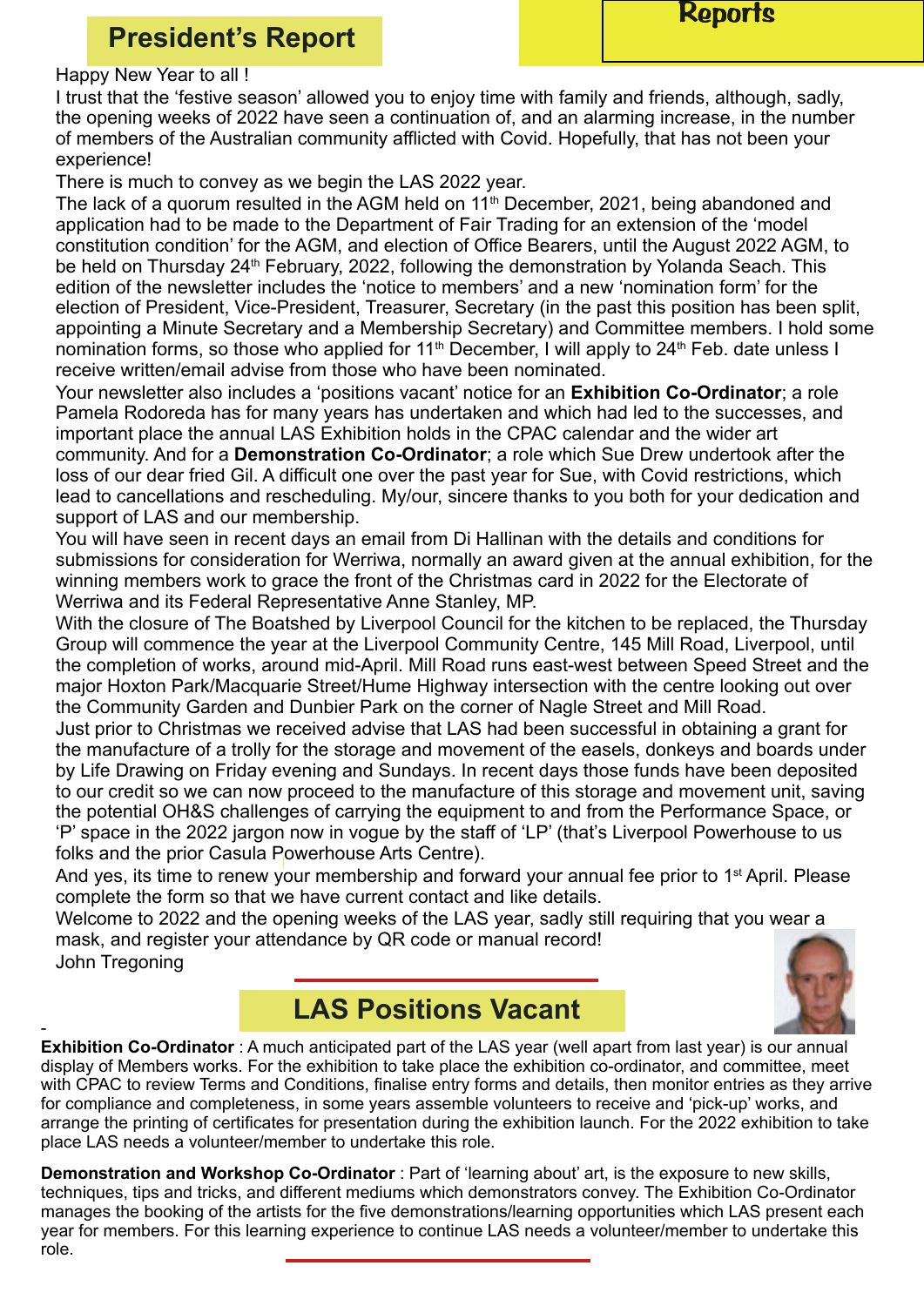# Reports

## President's Report

Happy New Year to all !

I trust that the 'festive season' allowed you to enjoy time with family and friends, although, sadly, the opening weeks of 2022 have seen a continuation of, and an alarming increase, in the number of members of the Australian community afflicted with Covid. Hopefully, that has not been your experience!

There is much to convey as we begin the LAS 2022 year.

The lack of a quorum resulted in the AGM held on 11th December, 2021, being abandoned and application had to be made to the Department of Fair Trading for an extension of the 'model constitution condition' for the AGM, and election of Office Bearers, until the August 2022 AGM, to be held on Thursday 24th February, 2022, following the demonstration by Yolanda Seach. This edition of the newsletter includes the 'notice to members' and a new 'nomination form' for the election of President, Vice-President, Treasurer, Secretary (in the past this position has been split, appointing a Minute Secretary and a Membership Secretary) and Committee members. I hold some nomination forms, so those who applied for 11th December, I will apply to 24th Feb. date unless I receive written/email advise from those who have been nominated.

Your newsletter also includes a 'positions vacant' notice for an **Exhibition Co-Ordinator**; a role Pamela Rodoreda has for many years has undertaken and which had led to the successes, and important place the annual LAS Exhibition holds in the CPAC calendar and the wider art community. And for a **Demonstration Co-Ordinator**; a role which Sue Drew undertook after the loss of our dear fried Gil. A difficult one over the past year for Sue, with Covid restrictions, which lead to cancellations and rescheduling. My/our, sincere thanks to you both for your dedication and support of LAS and our membership.

You will have seen in recent days an email from Di Hallinan with the details and conditions for submissions for consideration for Werriwa, normally an award given at the annual exhibition, for the winning members work to grace the front of the Christmas card in 2022 for the Electorate of Werriwa and its Federal Representative Anne Stanley, MP.

With the closure of The Boatshed by Liverpool Council for the kitchen to be replaced, the Thursday Group will commence the year at the Liverpool Community Centre, 145 Mill Road, Liverpool, until the completion of works, around mid-April. Mill Road runs east-west between Speed Street and the major Hoxton Park/Macquarie Street/Hume Highway intersection with the centre looking out over the Community Garden and Dunbier Park on the corner of Nagle Street and Mill Road.

Just prior to Christmas we received advise that LAS had been successful in obtaining a grant for the manufacture of a trolly for the storage and movement of the easels, donkeys and boards under by Life Drawing on Friday evening and Sundays. In recent days those funds have been deposited to our credit so we can now proceed to the manufacture of this storage and movement unit, saving the potential OH&S challenges of carrying the equipment to and from the Performance Space, or 'P' space in the 2022 jargon now in vogue by the staff of 'LP' (that's Liverpool Powerhouse to us folks and the prior Casula Powerhouse Arts Centre).

And yes, its time to renew your membership and forward your annual fee prior to 1st April. Please complete the form so that we have current contact and like details.

Welcome to 2022 and the opening weeks of the LAS year, sadly still requiring that you wear a mask, and register your attendance by QR code or manual record!

John Tregoning

## LAS Positions Vacant

**Exhibition Co-Ordinator** : A much anticipated part of the LAS year (well apart from last year) is our annual display of Members works. For the exhibition to take place the exhibition co-ordinator, and committee, meet with CPAC to review Terms and Conditions, finalise entry forms and details, then monitor entries as they arrive for compliance and completeness, in some years assemble volunteers to receive and 'pick-up' works, and arrange the printing of certificates for presentation during the exhibition launch. For the 2022 exhibition to take place LAS needs a volunteer/member to undertake this role.

**Demonstration and Workshop Co-Ordinator** : Part of 'learning about' art, is the exposure to new skills, techniques, tips and tricks, and different mediums which demonstrators convey. The Exhibition Co-Ordinator manages the booking of the artists for the five demonstrations/learning opportunities which LAS present each year for members. For this learning experience to continue LAS needs a volunteer/member to undertake this role.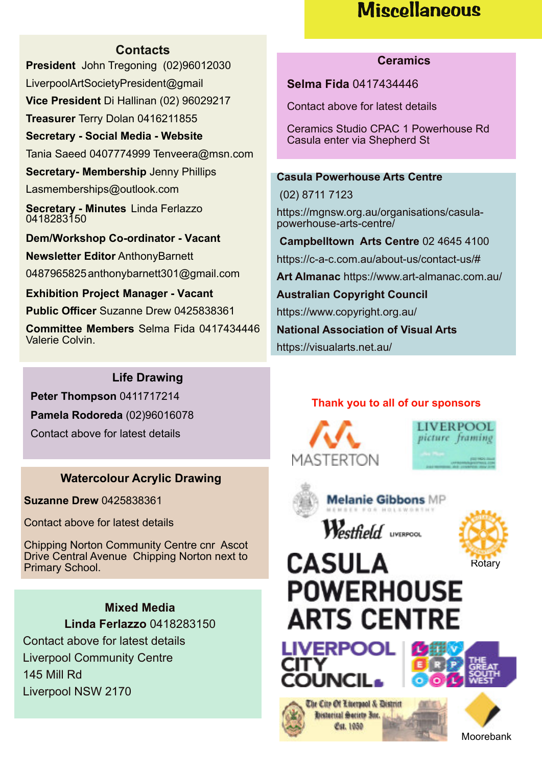# Miscellaneous

## Contacts

**President** John Tregoning (02)96012030

LiverpoolArtSocietyPresident@gmail

**Vice President** Di Hallinan (02) 96029217

**Treasurer** Terry Dolan 0416211855

**Secretary - Social Media - Website**

Tania Saeed 0407774999 Tenveera@msn.com

**Secretary- Membership** Jenny Phillips

Lasmemberships@outlook.com

**Secretary - Minutes** Linda Ferlazzo 0418283150

**Dem/Workshop Co-ordinator - Vacant**

**Newsletter Editor** AnthonyBarnett

0487965825 anthonybarnett301@gmail.com

**Exhibition Project Manager - Vacant**

**Public Officer** Suzanne Drew 0425838361

**Committee Members** Selma Fida 0417434446 Valerie Colvin.

## Life Drawing

**Peter Thompson** 0411717214

**Pamela Rodoreda** (02)96016078

Contact above for latest details

## Watercolour Acrylic Drawing

**Suzanne Drew** 0425838361

Contact above for latest details

Chipping Norton Community Centre cnr Ascot Drive Central Avenue Chipping Norton next to Primary School.

## Mixed Media

**Linda Ferlazzo** 0418283150

Contact above for latest details

Liverpool Community Centre

145 Mill Rd

Liverpool NSW 2170

## Ceramics

**Selma Fida** 0417434446

Contact above for latest details

Ceramics Studio CPAC 1 Powerhouse Rd Casula enter via Shepherd St

**Casula Powerhouse Arts Centre**

(02) 8711 7123

https://mgnsw.org.au/organisations/casula-powerhouse-arts-centre/

**Campbelltown Arts Centre** 02 4645 4100

https://c-a-c.com.au/about-us/contact-us/#

**Art Almanac** https://www.art-almanac.com.au/

**Australian Copyright Council**

https://www.copyright.org.au/

**National Association of Visual Arts**

https://visualarts.net.au/

**Thank you to all of our sponsors**

Masterton, Liverpool Picture Framing, Melanie Gibbons MP, Westfield Liverpool, Rotary, Casula Powerhouse Arts Centre, Liverpool City Council, The Great South West, The City Of Liverpool & District Historical Society Inc. Est. 1950, Moorebank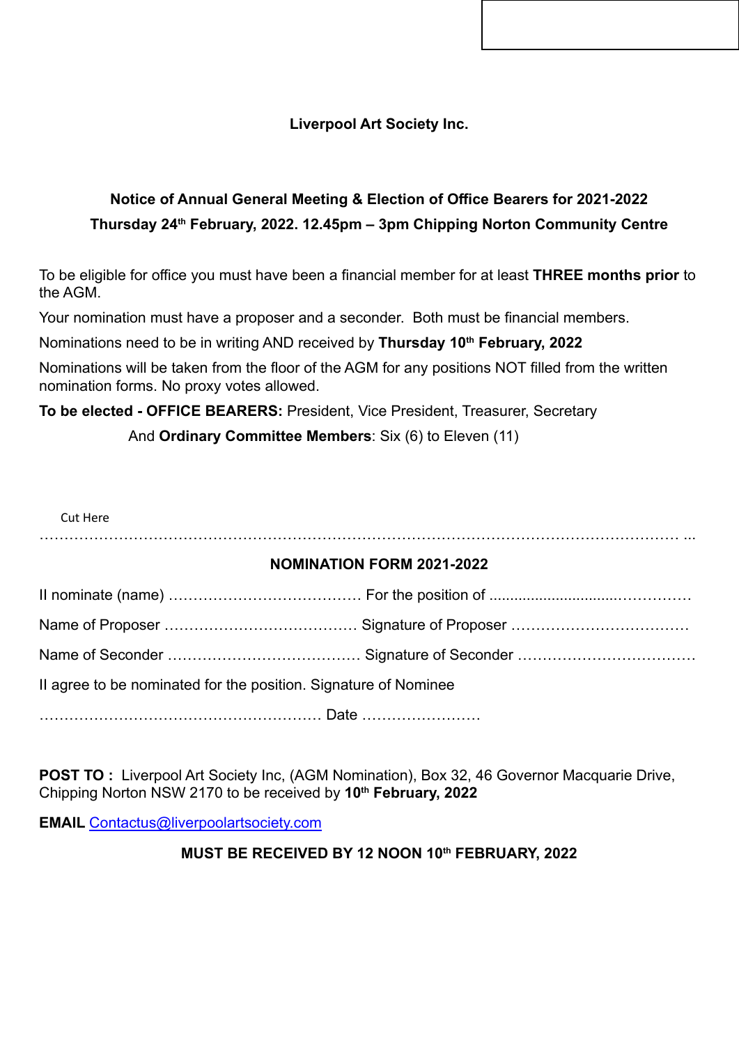**Liverpool Art Society Inc.**

**Notice of Annual General Meeting & Election of Office Bearers for 2021-2022**

**Thursday 24th February, 2022. 12.45pm – 3pm Chipping Norton Community Centre**

To be eligible for office you must have been a financial member for at least **THREE months prior** to the AGM.

Your nomination must have a proposer and a seconder. Both must be financial members.

Nominations need to be in writing AND received by **Thursday 10th February, 2022**

Nominations will be taken from the floor of the AGM for any positions NOT filled from the written nomination forms. No proxy votes allowed.

**To be elected - OFFICE BEARERS:** President, Vice President, Treasurer, Secretary

And **Ordinary Committee Members**: Six (6) to Eleven (11)

Cut Here

……………………………………………………………………………………………………………… ...

**NOMINATION FORM 2021-2022**

II nominate (name) ………………………………… For the position of ............................……………

Name of Proposer ………………………………… Signature of Proposer ………………………………

Name of Seconder ………………………………… Signature of Seconder ………………………………

II agree to be nominated for the position. Signature of Nominee

………………………………………………… Date ……………………

**POST TO :** Liverpool Art Society Inc, (AGM Nomination), Box 32, 46 Governor Macquarie Drive, Chipping Norton NSW 2170 to be received by **10th February, 2022**

**EMAIL** Contactus@liverpoolartsociety.com

**MUST BE RECEIVED BY 12 NOON 10th FEBRUARY, 2022**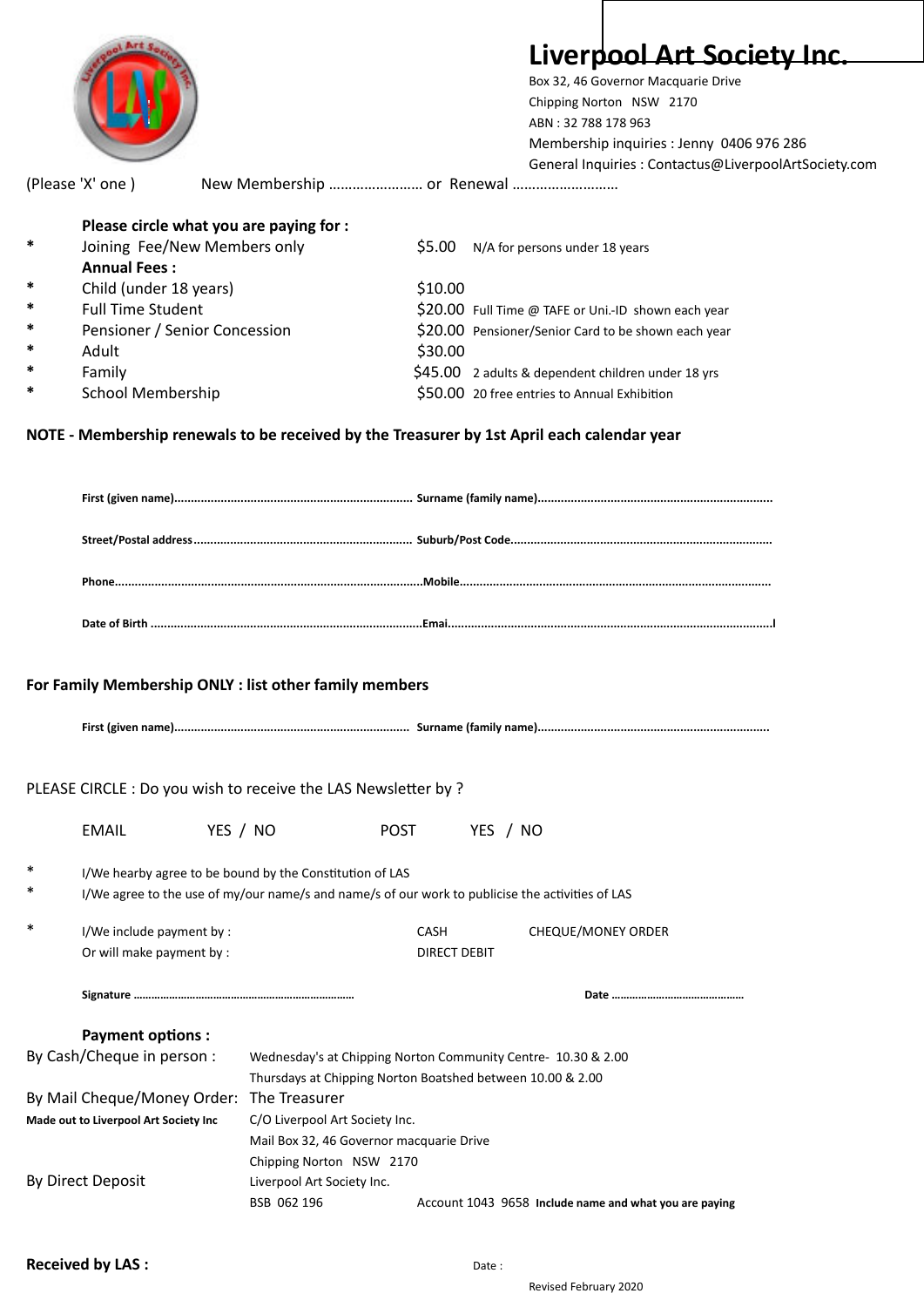# Liverpool Art Society Inc.

Box 32, 46 Governor Macquarie Drive
Chipping Norton NSW 2170
ABN : 32 788 178 963
Membership inquiries : Jenny 0406 976 286
General Inquiries : Contactus@LiverpoolArtSociety.com

(Please 'X' one ) New Membership ........................ or Renewal ...........................

**Please circle what you are paying for :**

| | | | |
|---|---|---|---|
| * | Joining Fee/New Members only | $5.00 | N/A for persons under 18 years |
| | **Annual Fees :** | | |
| * | Child (under 18 years) | $10.00 | |
| * | Full Time Student | $20.00 | Full Time @ TAFE or Uni.-ID shown each year |
| * | Pensioner / Senior Concession | $20.00 | Pensioner/Senior Card to be shown each year |
| * | Adult | $30.00 | |
| * | Family | $45.00 | 2 adults & dependent children under 18 yrs |
| * | School Membership | $50.00 | 20 free entries to Annual Exhibition |

**NOTE - Membership renewals to be received by the Treasurer by 1st April each calendar year**

**First (given name).......................................................................... Surname (family name).......................................................................**

**Street/Postal address................................................................. Suburb/Post Code..............................................................................**

**Phone.............................................................................................Mobile..............................................................................................**

**Date of Birth ...................................................................................Emai..................................................................................................l**

**For Family Membership ONLY : list other family members**

**First (given name)....................................................................... Surname (family name).....................................................................**

PLEASE CIRCLE : Do you wish to receive the LAS Newsletter by ?

EMAIL YES / NO POST YES / NO

\* I/We hearby agree to be bound by the Constitution of LAS
\* I/We agree to the use of my/our name/s and name/s of our work to publicise the activities of LAS

\* I/We include payment by : CASH CHEQUE/MONEY ORDER
Or will make payment by : DIRECT DEBIT

**Signature ………………………………………………………………** **Date ………………………………………**

**Payment options :**

By Cash/Cheque in person : Wednesday's at Chipping Norton Community Centre- 10.30 & 2.00
Thursdays at Chipping Norton Boatshed between 10.00 & 2.00

By Mail Cheque/Money Order: The Treasurer
**Made out to Liverpool Art Society Inc** C/O Liverpool Art Society Inc.
Mail Box 32, 46 Governor macquarie Drive
Chipping Norton NSW 2170

By Direct Deposit Liverpool Art Society Inc.
BSB 062 196 Account 1043 9658 **Include name and what you are paying**

**Received by LAS :** Date :

Revised February 2020